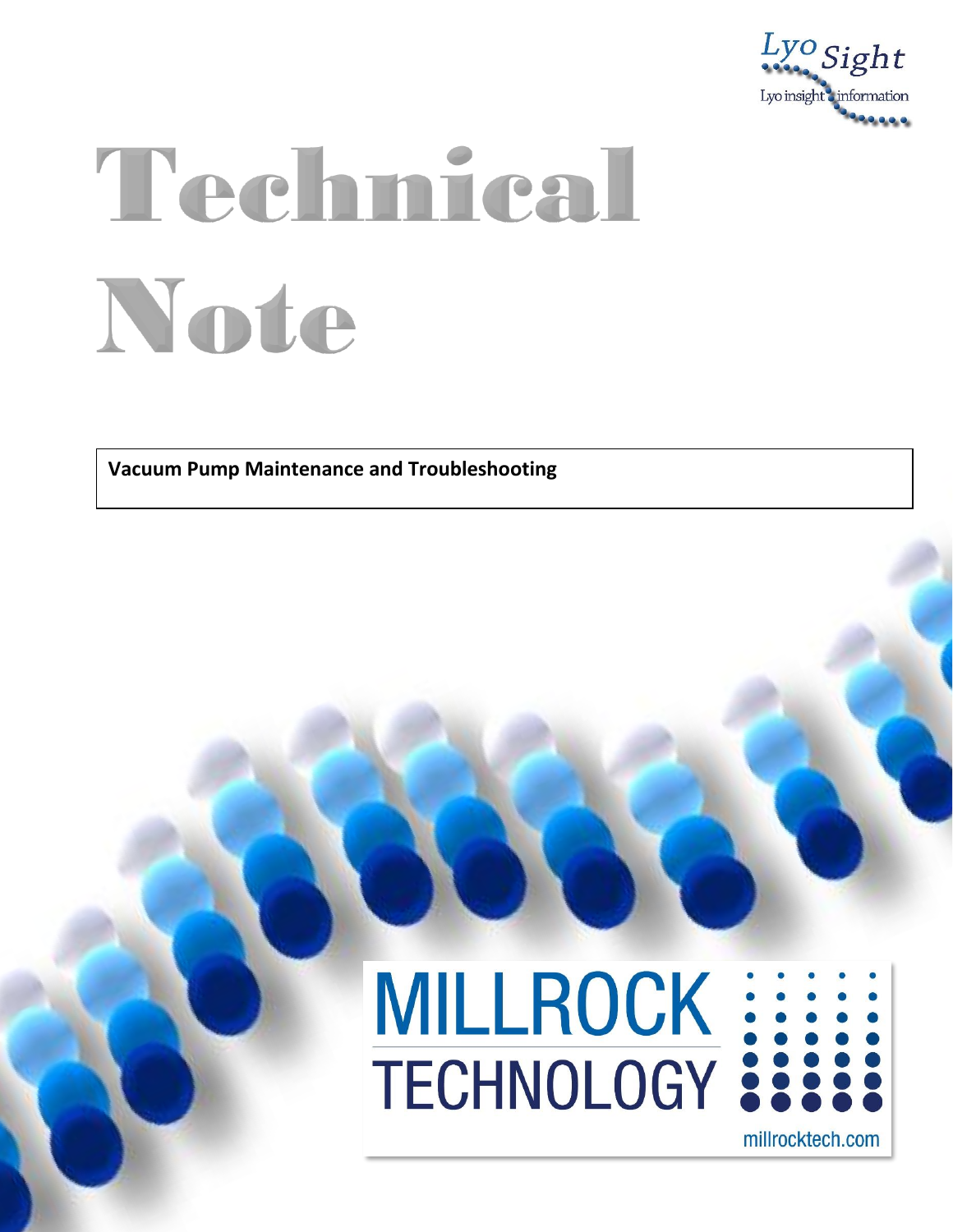Lyo Sight

Lyo insight information

# Technical Note

**Vacuum Pump Maintenance and Troubleshooting**

MILLROCK TECHNOLOGY

millrocktech.com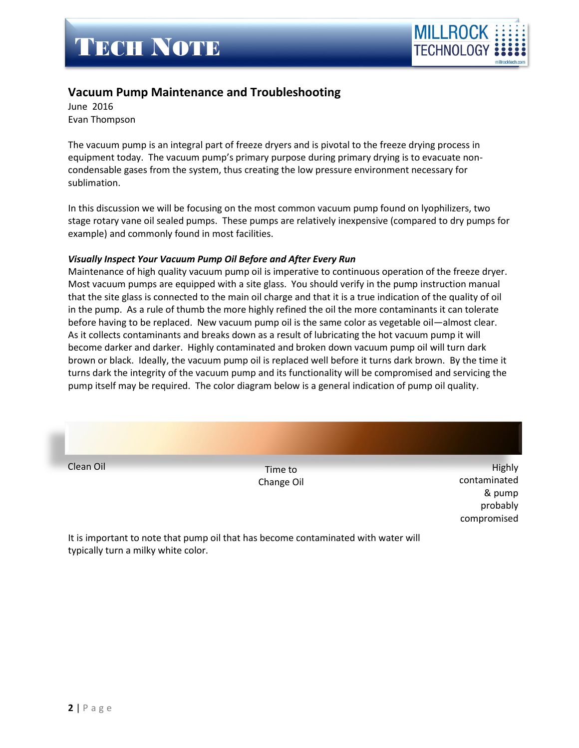## Vacuum Pump Maintenance and Troubleshooting

June 2016
Evan Thompson

The vacuum pump is an integral part of freeze dryers and is pivotal to the freeze drying process in equipment today. The vacuum pump's primary purpose during primary drying is to evacuate non-condensable gases from the system, thus creating the low pressure environment necessary for sublimation.

In this discussion we will be focusing on the most common vacuum pump found on lyophilizers, two stage rotary vane oil sealed pumps. These pumps are relatively inexpensive (compared to dry pumps for example) and commonly found in most facilities.

***Visually Inspect Your Vacuum Pump Oil Before and After Every Run***

Maintenance of high quality vacuum pump oil is imperative to continuous operation of the freeze dryer. Most vacuum pumps are equipped with a site glass. You should verify in the pump instruction manual that the site glass is connected to the main oil charge and that it is a true indication of the quality of oil in the pump. As a rule of thumb the more highly refined the oil the more contaminants it can tolerate before having to be replaced. New vacuum pump oil is the same color as vegetable oil—almost clear. As it collects contaminants and breaks down as a result of lubricating the hot vacuum pump it will become darker and darker. Highly contaminated and broken down vacuum pump oil will turn dark brown or black. Ideally, the vacuum pump oil is replaced well before it turns dark brown. By the time it turns dark the integrity of the vacuum pump and its functionality will be compromised and servicing the pump itself may be required. The color diagram below is a general indication of pump oil quality.

Clean Oil | Time to Change Oil | Highly contaminated & pump probably compromised

It is important to note that pump oil that has become contaminated with water will typically turn a milky white color.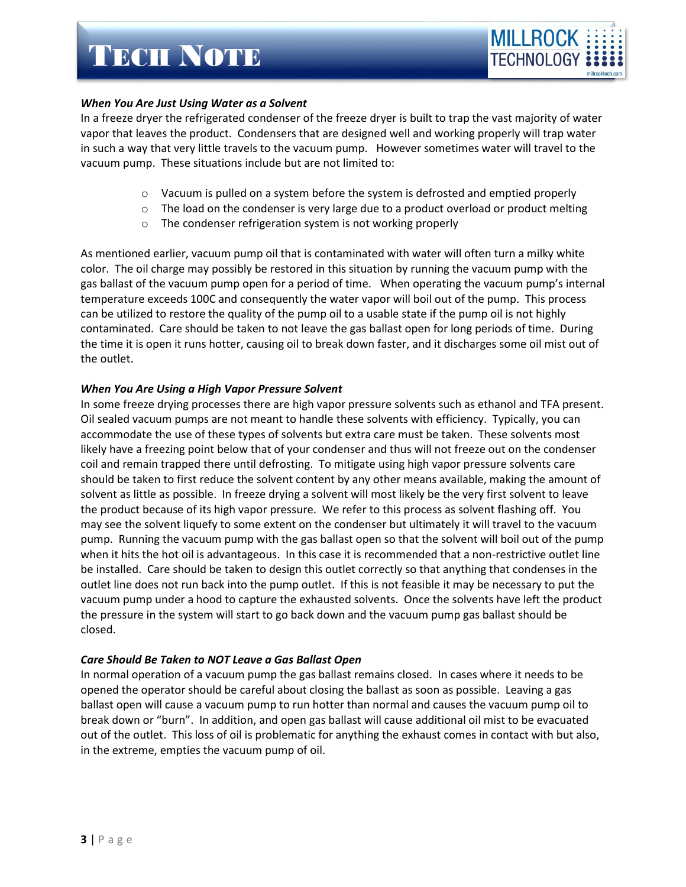### *When You Are Just Using Water as a Solvent*

In a freeze dryer the refrigerated condenser of the freeze dryer is built to trap the vast majority of water vapor that leaves the product. Condensers that are designed well and working properly will trap water in such a way that very little travels to the vacuum pump. However sometimes water will travel to the vacuum pump. These situations include but are not limited to:

- Vacuum is pulled on a system before the system is defrosted and emptied properly
- The load on the condenser is very large due to a product overload or product melting
- The condenser refrigeration system is not working properly

As mentioned earlier, vacuum pump oil that is contaminated with water will often turn a milky white color. The oil charge may possibly be restored in this situation by running the vacuum pump with the gas ballast of the vacuum pump open for a period of time. When operating the vacuum pump's internal temperature exceeds 100C and consequently the water vapor will boil out of the pump. This process can be utilized to restore the quality of the pump oil to a usable state if the pump oil is not highly contaminated. Care should be taken to not leave the gas ballast open for long periods of time. During the time it is open it runs hotter, causing oil to break down faster, and it discharges some oil mist out of the outlet.

### *When You Are Using a High Vapor Pressure Solvent*

In some freeze drying processes there are high vapor pressure solvents such as ethanol and TFA present. Oil sealed vacuum pumps are not meant to handle these solvents with efficiency. Typically, you can accommodate the use of these types of solvents but extra care must be taken. These solvents most likely have a freezing point below that of your condenser and thus will not freeze out on the condenser coil and remain trapped there until defrosting. To mitigate using high vapor pressure solvents care should be taken to first reduce the solvent content by any other means available, making the amount of solvent as little as possible. In freeze drying a solvent will most likely be the very first solvent to leave the product because of its high vapor pressure. We refer to this process as solvent flashing off. You may see the solvent liquefy to some extent on the condenser but ultimately it will travel to the vacuum pump. Running the vacuum pump with the gas ballast open so that the solvent will boil out of the pump when it hits the hot oil is advantageous. In this case it is recommended that a non-restrictive outlet line be installed. Care should be taken to design this outlet correctly so that anything that condenses in the outlet line does not run back into the pump outlet. If this is not feasible it may be necessary to put the vacuum pump under a hood to capture the exhausted solvents. Once the solvents have left the product the pressure in the system will start to go back down and the vacuum pump gas ballast should be closed.

### *Care Should Be Taken to NOT Leave a Gas Ballast Open*

In normal operation of a vacuum pump the gas ballast remains closed. In cases where it needs to be opened the operator should be careful about closing the ballast as soon as possible. Leaving a gas ballast open will cause a vacuum pump to run hotter than normal and causes the vacuum pump oil to break down or "burn". In addition, and open gas ballast will cause additional oil mist to be evacuated out of the outlet. This loss of oil is problematic for anything the exhaust comes in contact with but also, in the extreme, empties the vacuum pump of oil.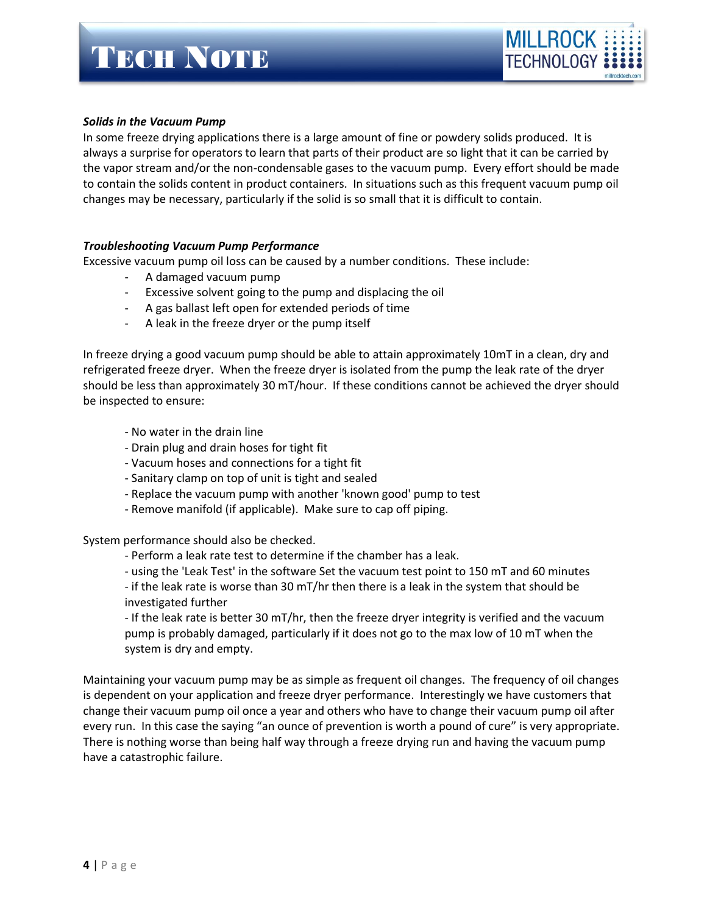***Solids in the Vacuum Pump***

In some freeze drying applications there is a large amount of fine or powdery solids produced. It is always a surprise for operators to learn that parts of their product are so light that it can be carried by the vapor stream and/or the non-condensable gases to the vacuum pump. Every effort should be made to contain the solids content in product containers. In situations such as this frequent vacuum pump oil changes may be necessary, particularly if the solid is so small that it is difficult to contain.

***Troubleshooting Vacuum Pump Performance***

Excessive vacuum pump oil loss can be caused by a number conditions. These include:

- A damaged vacuum pump
- Excessive solvent going to the pump and displacing the oil
- A gas ballast left open for extended periods of time
- A leak in the freeze dryer or the pump itself

In freeze drying a good vacuum pump should be able to attain approximately 10mT in a clean, dry and refrigerated freeze dryer. When the freeze dryer is isolated from the pump the leak rate of the dryer should be less than approximately 30 mT/hour. If these conditions cannot be achieved the dryer should be inspected to ensure:

- No water in the drain line
- Drain plug and drain hoses for tight fit
- Vacuum hoses and connections for a tight fit
- Sanitary clamp on top of unit is tight and sealed
- Replace the vacuum pump with another 'known good' pump to test
- Remove manifold (if applicable). Make sure to cap off piping.

System performance should also be checked.

- Perform a leak rate test to determine if the chamber has a leak.
- using the 'Leak Test' in the software Set the vacuum test point to 150 mT and 60 minutes
- if the leak rate is worse than 30 mT/hr then there is a leak in the system that should be investigated further
- If the leak rate is better 30 mT/hr, then the freeze dryer integrity is verified and the vacuum pump is probably damaged, particularly if it does not go to the max low of 10 mT when the system is dry and empty.

Maintaining your vacuum pump may be as simple as frequent oil changes. The frequency of oil changes is dependent on your application and freeze dryer performance. Interestingly we have customers that change their vacuum pump oil once a year and others who have to change their vacuum pump oil after every run. In this case the saying "an ounce of prevention is worth a pound of cure" is very appropriate. There is nothing worse than being half way through a freeze drying run and having the vacuum pump have a catastrophic failure.